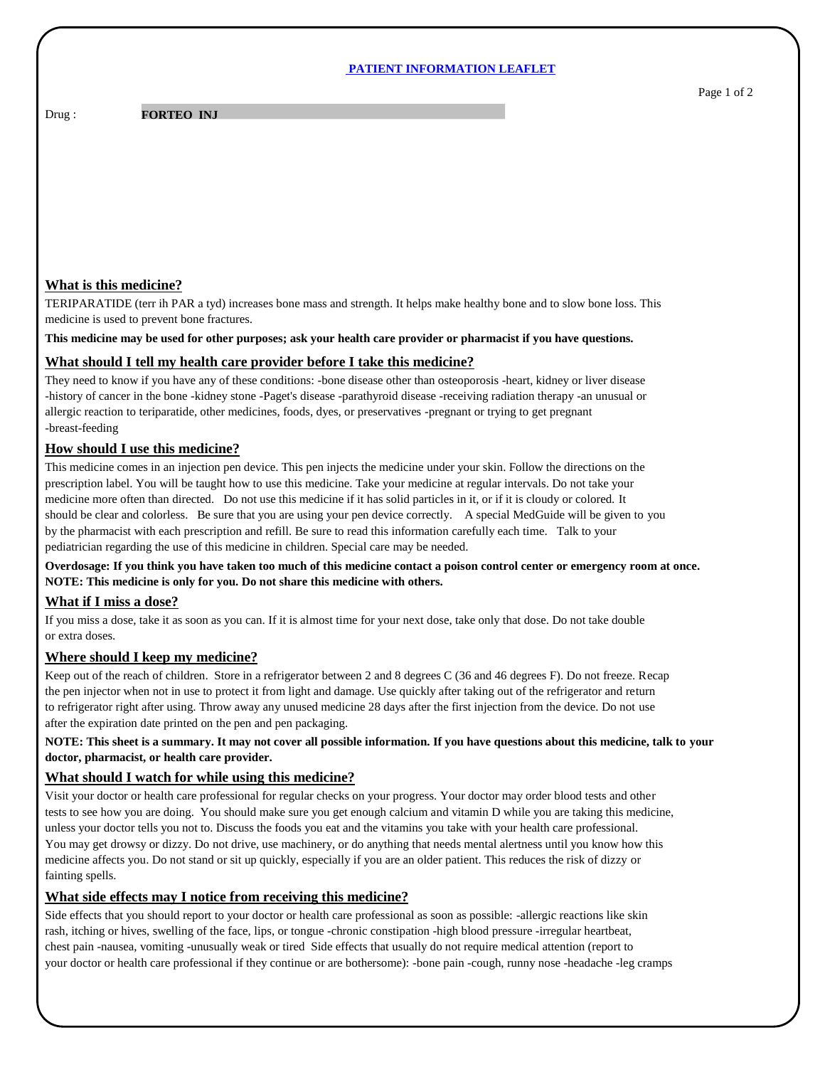# PATIENT INFORMATION LEAFLET

Drug : **FORTEO INJ**

## What is this medicine?

TERIPARATIDE (terr ih PAR a tyd) increases bone mass and strength. It helps make healthy bone and to slow bone loss. This medicine is used to prevent bone fractures.

**This medicine may be used for other purposes; ask your health care provider or pharmacist if you have questions.**

## What should I tell my health care provider before I take this medicine?

They need to know if you have any of these conditions: -bone disease other than osteoporosis -heart, kidney or liver disease -history of cancer in the bone -kidney stone -Paget's disease -parathyroid disease -receiving radiation therapy -an unusual or allergic reaction to teriparatide, other medicines, foods, dyes, or preservatives -pregnant or trying to get pregnant -breast-feeding

## How should I use this medicine?

This medicine comes in an injection pen device. This pen injects the medicine under your skin. Follow the directions on the prescription label. You will be taught how to use this medicine. Take your medicine at regular intervals. Do not take your medicine more often than directed. Do not use this medicine if it has solid particles in it, or if it is cloudy or colored. It should be clear and colorless. Be sure that you are using your pen device correctly. A special MedGuide will be given to you by the pharmacist with each prescription and refill. Be sure to read this information carefully each time. Talk to your pediatrician regarding the use of this medicine in children. Special care may be needed.

**Overdosage: If you think you have taken too much of this medicine contact a poison control center or emergency room at once. NOTE: This medicine is only for you. Do not share this medicine with others.**

## What if I miss a dose?

If you miss a dose, take it as soon as you can. If it is almost time for your next dose, take only that dose. Do not take double or extra doses.

## Where should I keep my medicine?

Keep out of the reach of children. Store in a refrigerator between 2 and 8 degrees C (36 and 46 degrees F). Do not freeze. Recap the pen injector when not in use to protect it from light and damage. Use quickly after taking out of the refrigerator and return to refrigerator right after using. Throw away any unused medicine 28 days after the first injection from the device. Do not use after the expiration date printed on the pen and pen packaging.

**NOTE: This sheet is a summary. It may not cover all possible information. If you have questions about this medicine, talk to your doctor, pharmacist, or health care provider.**

## What should I watch for while using this medicine?

Visit your doctor or health care professional for regular checks on your progress. Your doctor may order blood tests and other tests to see how you are doing. You should make sure you get enough calcium and vitamin D while you are taking this medicine, unless your doctor tells you not to. Discuss the foods you eat and the vitamins you take with your health care professional. You may get drowsy or dizzy. Do not drive, use machinery, or do anything that needs mental alertness until you know how this medicine affects you. Do not stand or sit up quickly, especially if you are an older patient. This reduces the risk of dizzy or fainting spells.

## What side effects may I notice from receiving this medicine?

Side effects that you should report to your doctor or health care professional as soon as possible: -allergic reactions like skin rash, itching or hives, swelling of the face, lips, or tongue -chronic constipation -high blood pressure -irregular heartbeat, chest pain -nausea, vomiting -unusually weak or tired Side effects that usually do not require medical attention (report to your doctor or health care professional if they continue or are bothersome): -bone pain -cough, runny nose -headache -leg cramps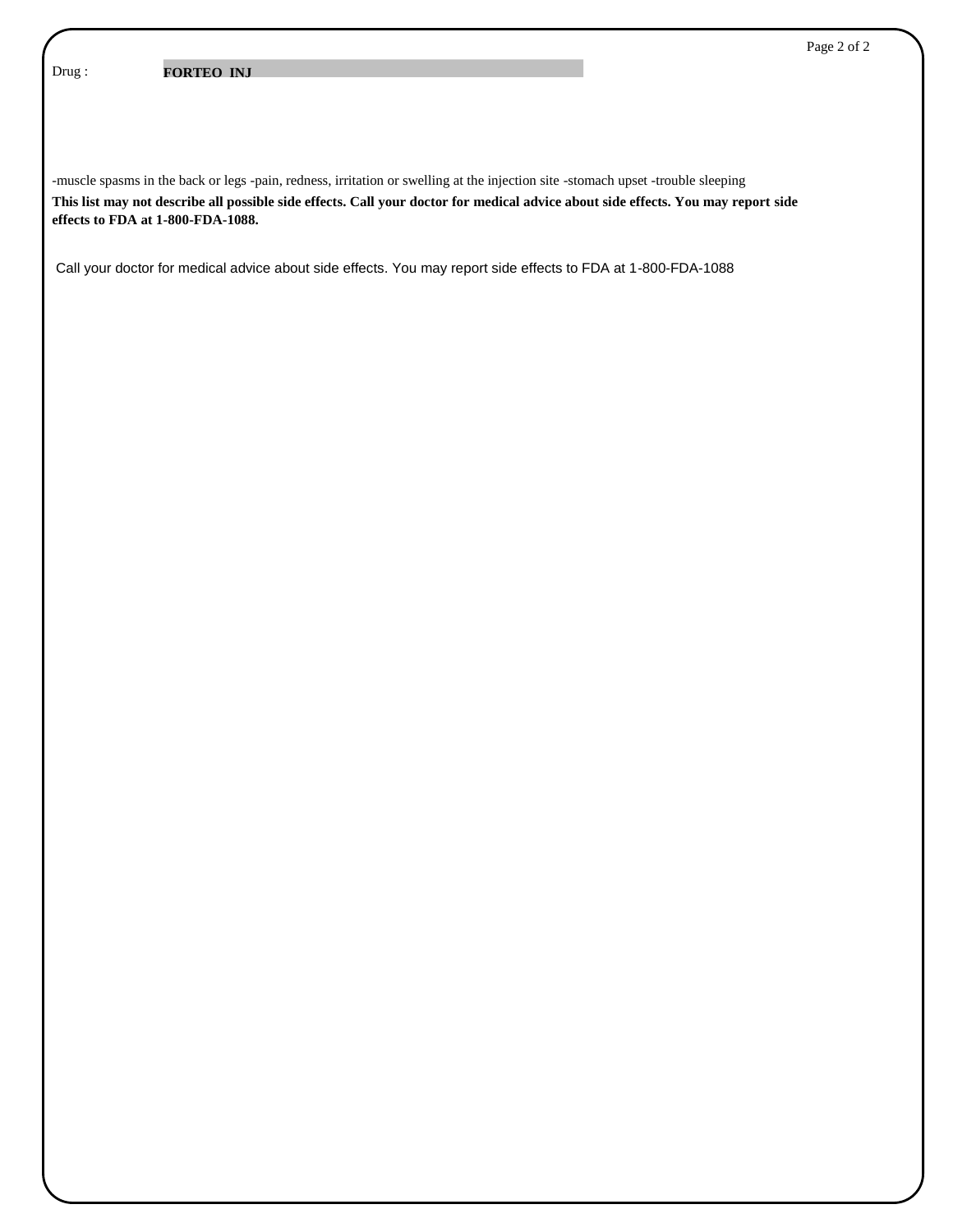Drug : **FORTEO INJ**

-muscle spasms in the back or legs -pain, redness, irritation or swelling at the injection site -stomach upset -trouble sleeping

**This list may not describe all possible side effects. Call your doctor for medical advice about side effects. You may report side effects to FDA at 1-800-FDA-1088.**

Call your doctor for medical advice about side effects. You may report side effects to FDA at 1-800-FDA-1088